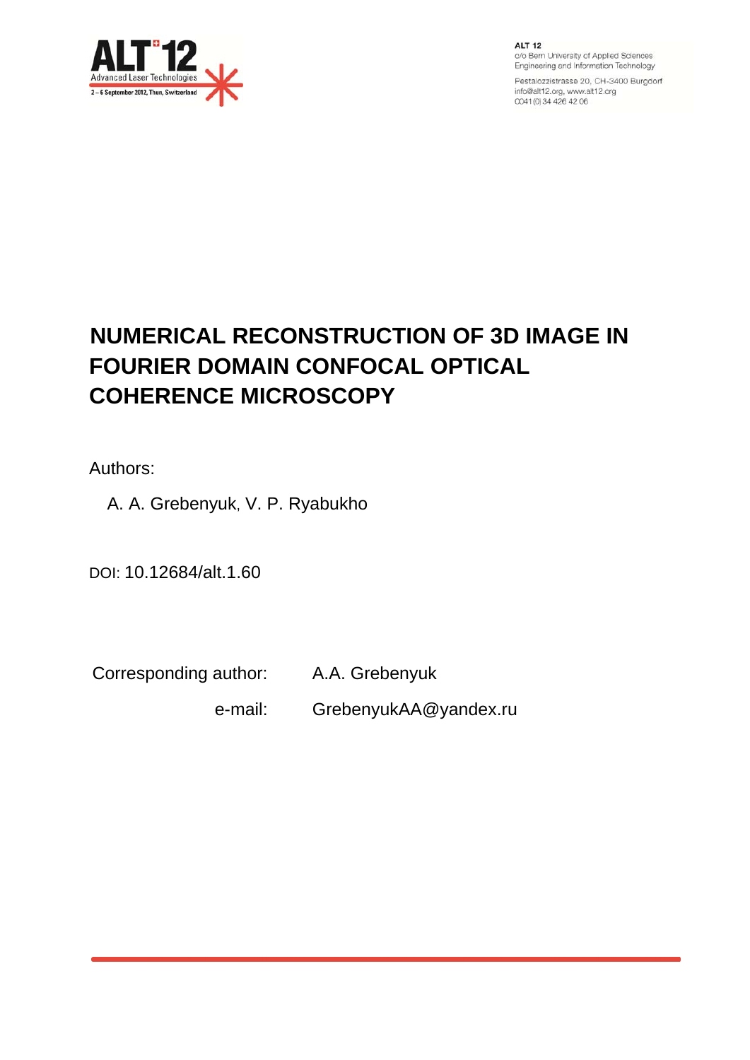# NUMERICAL RECONSTRUCTION OF 3D IMAGE IN FOURIER DOMAIN CONFOCAL OPTICAL COHERENCE MICROSCOPY

Authors:

A. A. Grebenyuk, V. P. Ryabukho

DOI: 10.12684/alt.1.60

Corresponding author: A.A. Grebenyuk

e-mail: GrebenyukAA@yandex.ru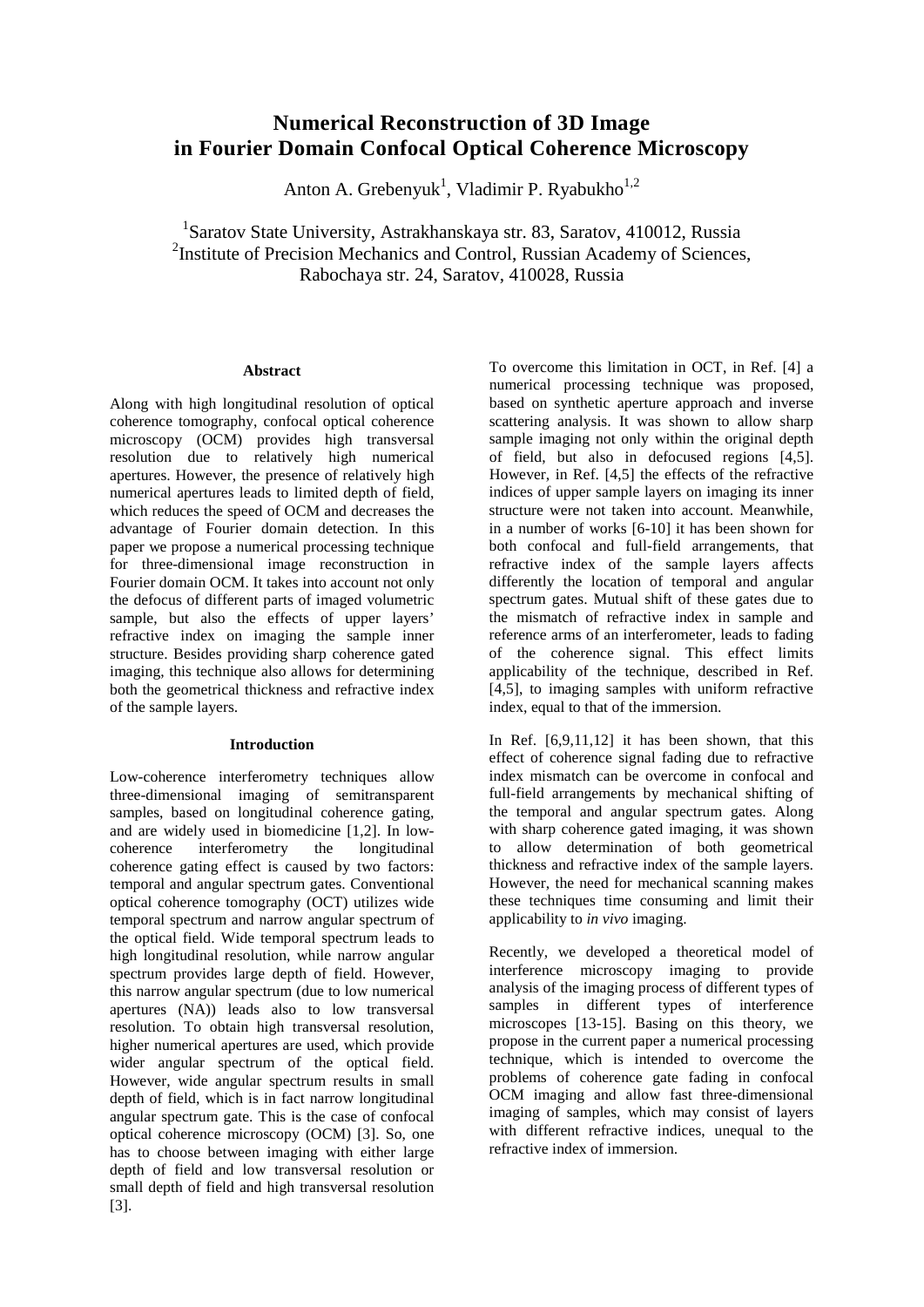# Numerical Reconstruction of 3D Image in Fourier Domain Confocal Optical Coherence Microscopy

Anton A. Grebenyuk[1], Vladimir P. Ryabukho[1,2]

[1]Saratov State University, Astrakhanskaya str. 83, Saratov, 410012, Russia
[2]Institute of Precision Mechanics and Control, Russian Academy of Sciences, Rabochaya str. 24, Saratov, 410028, Russia

#### Abstract

Along with high longitudinal resolution of optical coherence tomography, confocal optical coherence microscopy (OCM) provides high transversal resolution due to relatively high numerical apertures. However, the presence of relatively high numerical apertures leads to limited depth of field, which reduces the speed of OCM and decreases the advantage of Fourier domain detection. In this paper we propose a numerical processing technique for three-dimensional image reconstruction in Fourier domain OCM. It takes into account not only the defocus of different parts of imaged volumetric sample, but also the effects of upper layers' refractive index on imaging the sample inner structure. Besides providing sharp coherence gated imaging, this technique also allows for determining both the geometrical thickness and refractive index of the sample layers.

#### Introduction

Low-coherence interferometry techniques allow three-dimensional imaging of semitransparent samples, based on longitudinal coherence gating, and are widely used in biomedicine [1,2]. In low-coherence interferometry the longitudinal coherence gating effect is caused by two factors: temporal and angular spectrum gates. Conventional optical coherence tomography (OCT) utilizes wide temporal spectrum and narrow angular spectrum of the optical field. Wide temporal spectrum leads to high longitudinal resolution, while narrow angular spectrum provides large depth of field. However, this narrow angular spectrum (due to low numerical apertures (NA)) leads also to low transversal resolution. To obtain high transversal resolution, higher numerical apertures are used, which provide wider angular spectrum of the optical field. However, wide angular spectrum results in small depth of field, which is in fact narrow longitudinal angular spectrum gate. This is the case of confocal optical coherence microscopy (OCM) [3]. So, one has to choose between imaging with either large depth of field and low transversal resolution or small depth of field and high transversal resolution [3].

To overcome this limitation in OCT, in Ref. [4] a numerical processing technique was proposed, based on synthetic aperture approach and inverse scattering analysis. It was shown to allow sharp sample imaging not only within the original depth of field, but also in defocused regions [4,5]. However, in Ref. [4,5] the effects of the refractive indices of upper sample layers on imaging its inner structure were not taken into account. Meanwhile, in a number of works [6-10] it has been shown for both confocal and full-field arrangements, that refractive index of the sample layers affects differently the location of temporal and angular spectrum gates. Mutual shift of these gates due to the mismatch of refractive index in sample and reference arms of an interferometer, leads to fading of the coherence signal. This effect limits applicability of the technique, described in Ref. [4,5], to imaging samples with uniform refractive index, equal to that of the immersion.

In Ref. [6,9,11,12] it has been shown, that this effect of coherence signal fading due to refractive index mismatch can be overcome in confocal and full-field arrangements by mechanical shifting of the temporal and angular spectrum gates. Along with sharp coherence gated imaging, it was shown to allow determination of both geometrical thickness and refractive index of the sample layers. However, the need for mechanical scanning makes these techniques time consuming and limit their applicability to *in vivo* imaging.

Recently, we developed a theoretical model of interference microscopy imaging to provide analysis of the imaging process of different types of samples in different types of interference microscopes [13-15]. Basing on this theory, we propose in the current paper a numerical processing technique, which is intended to overcome the problems of coherence gate fading in confocal OCM imaging and allow fast three-dimensional imaging of samples, which may consist of layers with different refractive indices, unequal to the refractive index of immersion.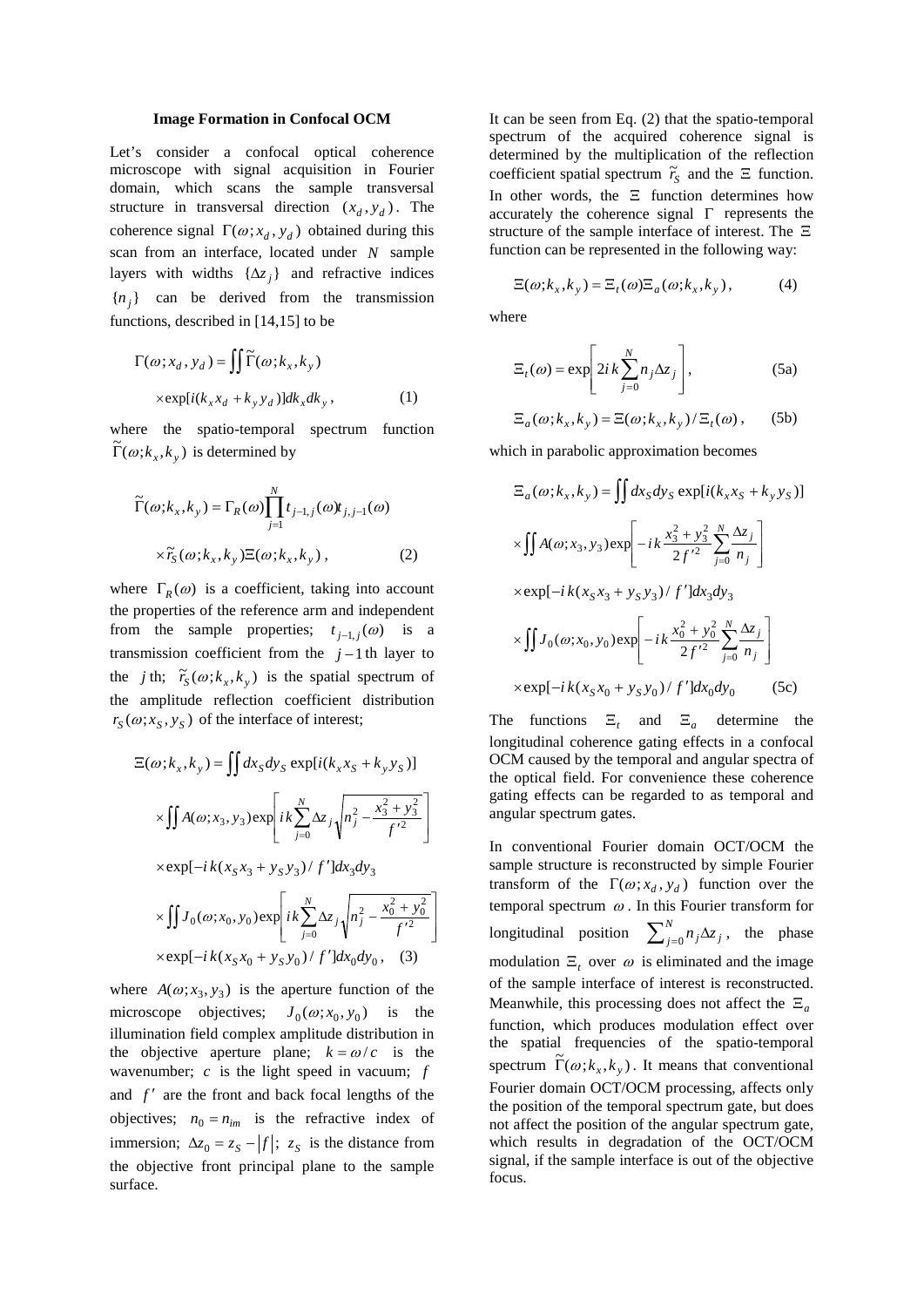### Image Formation in Confocal OCM

Let's consider a confocal optical coherence microscope with signal acquisition in Fourier domain, which scans the sample transversal structure in transversal direction $(x_d, y_d)$. The coherence signal $\Gamma(\omega; x_d, y_d)$ obtained during this scan from an interface, located under $N$ sample layers with widths $\{\Delta z_j\}$ and refractive indices $\{n_j\}$ can be derived from the transmission functions, described in [14,15] to be

$$\Gamma(\omega; x_d, y_d) = \iint \tilde{\Gamma}(\omega; k_x, k_y) \times \exp[i(k_x x_d + k_y y_d)] dk_x dk_y , \quad (1)$$

where the spatio-temporal spectrum function $\tilde{\Gamma}(\omega; k_x, k_y)$ is determined by

$$\tilde{\Gamma}(\omega; k_x, k_y) = \Gamma_R(\omega) \prod_{j=1}^{N} t_{j-1,j}(\omega) t_{j,j-1}(\omega) \times \tilde{r}_S(\omega; k_x, k_y) \Xi(\omega; k_x, k_y) , \quad (2)$$

where $\Gamma_R(\omega)$ is a coefficient, taking into account the properties of the reference arm and independent from the sample properties; $t_{j-1,j}(\omega)$ is a transmission coefficient from the $j-1$ th layer to the $j$ th; $\tilde{r}_S(\omega; k_x, k_y)$ is the spatial spectrum of the amplitude reflection coefficient distribution $r_S(\omega; x_S, y_S)$ of the interface of interest;

$$\begin{aligned}
\Xi(\omega; k_x, k_y) &= \iint dx_S dy_S \exp[i(k_x x_S + k_y y_S)] \\
&\times \iint A(\omega; x_3, y_3) \exp\left[ i k \sum_{j=0}^{N} \Delta z_j \sqrt{n_j^2 - \frac{x_3^2 + y_3^2}{f'^2}} \right] \\
&\times \exp[-i k (x_S x_3 + y_S y_3)/ f'] dx_3 dy_3 \\
&\times \iint J_0(\omega; x_0, y_0) \exp\left[ i k \sum_{j=0}^{N} \Delta z_j \sqrt{n_j^2 - \frac{x_0^2 + y_0^2}{f'^2}} \right] \\
&\times \exp[-i k (x_S x_0 + y_S y_0)/ f'] dx_0 dy_0 , \quad (3)
\end{aligned}$$

where $A(\omega; x_3, y_3)$ is the aperture function of the microscope objectives; $J_0(\omega; x_0, y_0)$ is the illumination field complex amplitude distribution in the objective aperture plane; $k = \omega / c$ is the wavenumber; $c$ is the light speed in vacuum; $f$ and $f'$ are the front and back focal lengths of the objectives; $n_0 = n_{im}$ is the refractive index of immersion; $\Delta z_0 = z_S - |f|$; $z_S$ is the distance from the objective front principal plane to the sample surface.

It can be seen from Eq. (2) that the spatio-temporal spectrum of the acquired coherence signal is determined by the multiplication of the reflection coefficient spatial spectrum $\tilde{r}_S$ and the $\Xi$ function. In other words, the $\Xi$ function determines how accurately the coherence signal $\Gamma$ represents the structure of the sample interface of interest. The $\Xi$ function can be represented in the following way:

$$\Xi(\omega; k_x, k_y) = \Xi_t(\omega) \Xi_a(\omega; k_x, k_y) , \quad (4)$$

where

$$\Xi_t(\omega) = \exp\left[ 2i k \sum_{j=0}^{N} n_j \Delta z_j \right] , \quad (5a)$$

$$\Xi_a(\omega; k_x, k_y) = \Xi(\omega; k_x, k_y) / \Xi_t(\omega) , \quad (5b)$$

which in parabolic approximation becomes

$$\begin{aligned}
\Xi_a(\omega; k_x, k_y) &= \iint dx_S dy_S \exp[i(k_x x_S + k_y y_S)] \\
&\times \iint A(\omega; x_3, y_3) \exp\left[ -i k \frac{x_3^2 + y_3^2}{2 f'^2} \sum_{j=0}^{N} \frac{\Delta z_j}{n_j} \right] \\
&\times \exp[-i k (x_S x_3 + y_S y_3)/ f'] dx_3 dy_3 \\
&\times \iint J_0(\omega; x_0, y_0) \exp\left[ -i k \frac{x_0^2 + y_0^2}{2 f'^2} \sum_{j=0}^{N} \frac{\Delta z_j}{n_j} \right] \\
&\times \exp[-i k (x_S x_0 + y_S y_0)/ f'] dx_0 dy_0 \quad (5c)
\end{aligned}$$

The functions $\Xi_t$ and $\Xi_a$ determine the longitudinal coherence gating effects in a confocal OCM caused by the temporal and angular spectra of the optical field. For convenience these coherence gating effects can be regarded to as temporal and angular spectrum gates.

In conventional Fourier domain OCT/OCM the sample structure is reconstructed by simple Fourier transform of the $\Gamma(\omega; x_d, y_d)$ function over the temporal spectrum $\omega$. In this Fourier transform for longitudinal position $\sum_{j=0}^{N} n_j \Delta z_j$, the phase modulation $\Xi_t$ over $\omega$ is eliminated and the image of the sample interface of interest is reconstructed. Meanwhile, this processing does not affect the $\Xi_a$ function, which produces modulation effect over the spatial frequencies of the spatio-temporal spectrum $\tilde{\Gamma}(\omega; k_x, k_y)$. It means that conventional Fourier domain OCT/OCM processing, affects only the position of the temporal spectrum gate, but does not affect the position of the angular spectrum gate, which results in degradation of the OCT/OCM signal, if the sample interface is out of the objective focus.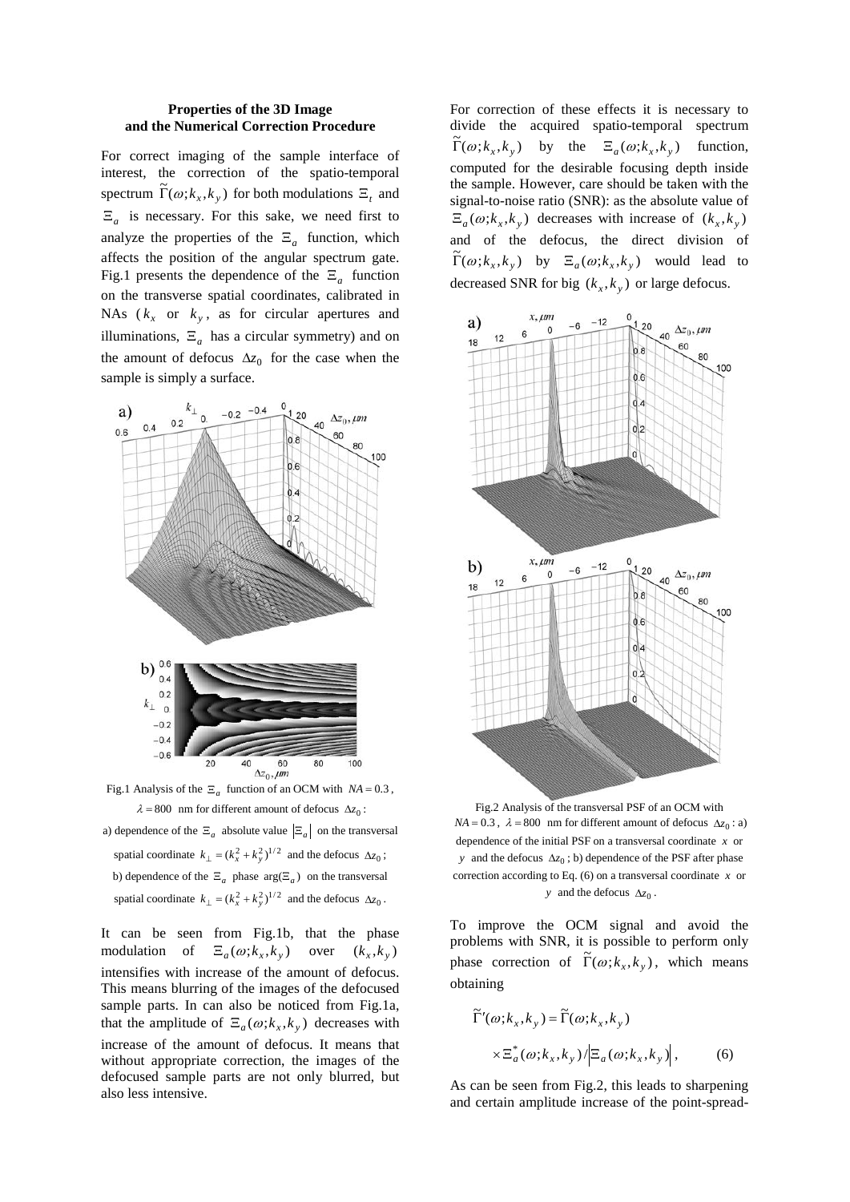### Properties of the 3D Image and the Numerical Correction Procedure

For correct imaging of the sample interface of interest, the correction of the spatio-temporal spectrum $\tilde{\Gamma}(\omega;k_x,k_y)$ for both modulations $\Xi_t$ and $\Xi_a$ is necessary. For this sake, we need first to analyze the properties of the $\Xi_a$ function, which affects the position of the angular spectrum gate. Fig.1 presents the dependence of the $\Xi_a$ function on the transverse spatial coordinates, calibrated in NAs ($k_x$ or $k_y$, as for circular apertures and illuminations, $\Xi_a$ has a circular symmetry) and on the amount of defocus $\Delta z_0$ for the case when the sample is simply a surface.

Fig.1 Analysis of the $\Xi_a$ function of an OCM with $NA = 0.3$, $\lambda = 800$ nm for different amount of defocus $\Delta z_0$: a) dependence of the $\Xi_a$ absolute value $|\Xi_a|$ on the transversal spatial coordinate $k_\perp = (k_x^2 + k_y^2)^{1/2}$ and the defocus $\Delta z_0$; b) dependence of the $\Xi_a$ phase $\arg(\Xi_a)$ on the transversal spatial coordinate $k_\perp = (k_x^2 + k_y^2)^{1/2}$ and the defocus $\Delta z_0$.

It can be seen from Fig.1b, that the phase modulation of $\Xi_a(\omega;k_x,k_y)$ over $(k_x,k_y)$ intensifies with increase of the amount of defocus. This means blurring of the images of the defocused sample parts. In can also be noticed from Fig.1a, that the amplitude of $\Xi_a(\omega;k_x,k_y)$ decreases with increase of the amount of defocus. It means that without appropriate correction, the images of the defocused sample parts are not only blurred, but also less intensive.

For correction of these effects it is necessary to divide the acquired spatio-temporal spectrum $\tilde{\Gamma}(\omega;k_x,k_y)$ by the $\Xi_a(\omega;k_x,k_y)$ function, computed for the desirable focusing depth inside the sample. However, care should be taken with the signal-to-noise ratio (SNR): as the absolute value of $\Xi_a(\omega;k_x,k_y)$ decreases with increase of $(k_x,k_y)$ and of the defocus, the direct division of $\tilde{\Gamma}(\omega;k_x,k_y)$ by $\Xi_a(\omega;k_x,k_y)$ would lead to decreased SNR for big $(k_x,k_y)$ or large defocus.

Fig.2 Analysis of the transversal PSF of an OCM with $NA = 0.3$, $\lambda = 800$ nm for different amount of defocus $\Delta z_0$: a) dependence of the initial PSF on a transversal coordinate $x$ or $y$ and the defocus $\Delta z_0$; b) dependence of the PSF after phase correction according to Eq. (6) on a transversal coordinate $x$ or $y$ and the defocus $\Delta z_0$.

To improve the OCM signal and avoid the problems with SNR, it is possible to perform only phase correction of $\tilde{\Gamma}(\omega;k_x,k_y)$, which means obtaining

$$\tilde{\Gamma}'(\omega;k_x,k_y) = \tilde{\Gamma}(\omega;k_x,k_y) \times \Xi_a^*(\omega;k_x,k_y) / \left|\Xi_a(\omega;k_x,k_y)\right|, \qquad (6)$$

As can be seen from Fig.2, this leads to sharpening and certain amplitude increase of the point-spread-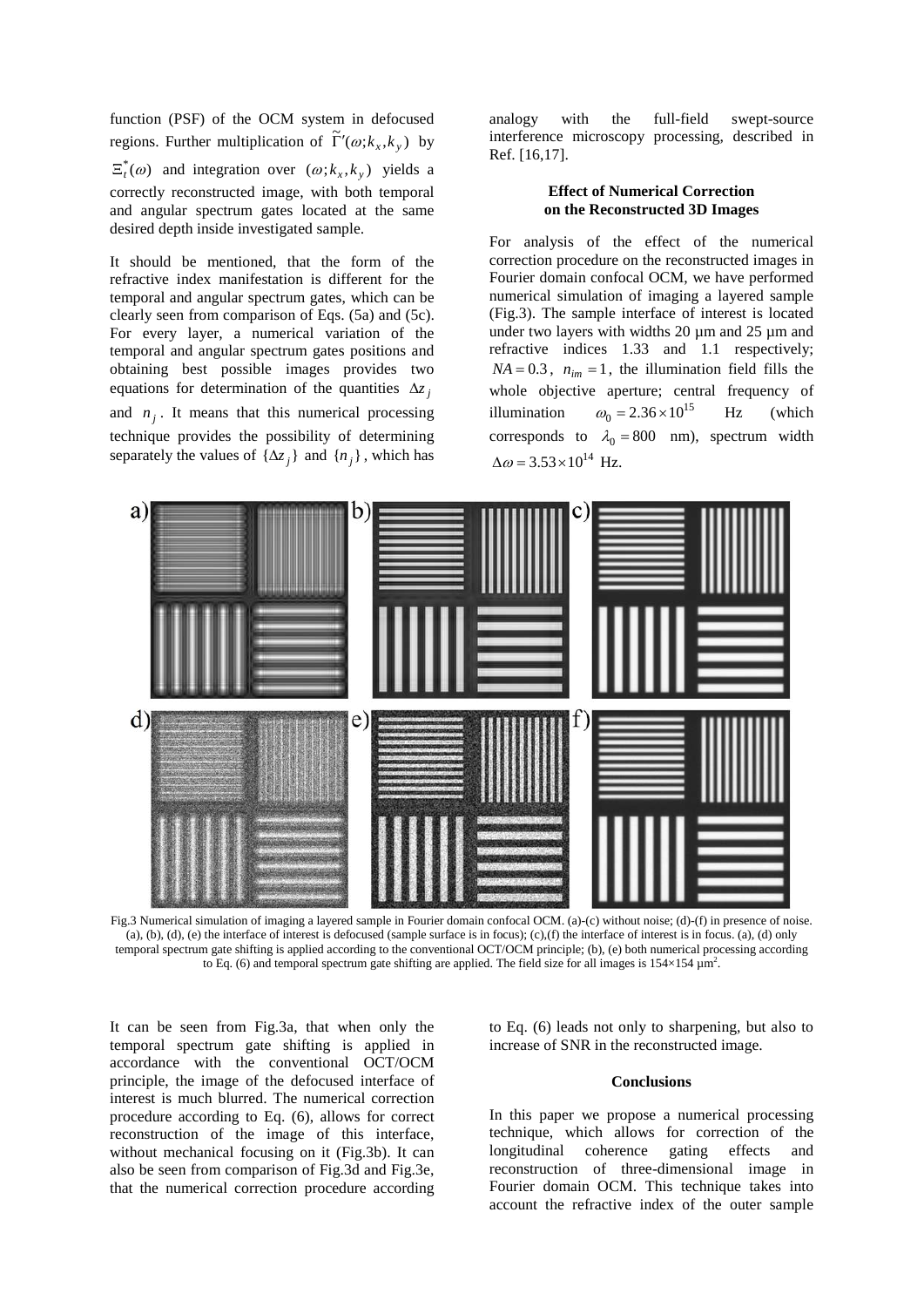function (PSF) of the OCM system in defocused regions. Further multiplication of $\tilde{\Gamma}'(\omega;k_x,k_y)$ by $\Xi_t^*(\omega)$ and integration over $(\omega;k_x,k_y)$ yields a correctly reconstructed image, with both temporal and angular spectrum gates located at the same desired depth inside investigated sample.

It should be mentioned, that the form of the refractive index manifestation is different for the temporal and angular spectrum gates, which can be clearly seen from comparison of Eqs. (5a) and (5c). For every layer, a numerical variation of the temporal and angular spectrum gates positions and obtaining best possible images provides two equations for determination of the quantities $\Delta z_j$ and $n_j$. It means that this numerical processing technique provides the possibility of determining separately the values of $\{\Delta z_j\}$ and $\{n_j\}$, which has analogy with the full-field swept-source interference microscopy processing, described in Ref. [16,17].

### Effect of Numerical Correction on the Reconstructed 3D Images

For analysis of the effect of the numerical correction procedure on the reconstructed images in Fourier domain confocal OCM, we have performed numerical simulation of imaging a layered sample (Fig.3). The sample interface of interest is located under two layers with widths 20 µm and 25 µm and refractive indices 1.33 and 1.1 respectively; $NA = 0.3$, $n_{im} = 1$, the illumination field fills the whole objective aperture; central frequency of illumination $\omega_0 = 2.36\times10^{15}$ Hz (which corresponds to $\lambda_0 = 800$ nm), spectrum width $\Delta\omega = 3.53\times10^{14}$ Hz.

Fig.3 Numerical simulation of imaging a layered sample in Fourier domain confocal OCM. (a)-(c) without noise; (d)-(f) in presence of noise. (a), (b), (d), (e) the interface of interest is defocused (sample surface is in focus); (c),(f) the interface of interest is in focus. (a), (d) only temporal spectrum gate shifting is applied according to the conventional OCT/OCM principle; (b), (e) both numerical processing according to Eq. (6) and temporal spectrum gate shifting are applied. The field size for all images is 154×154 µm$^2$.

It can be seen from Fig.3a, that when only the temporal spectrum gate shifting is applied in accordance with the conventional OCT/OCM principle, the image of the defocused interface of interest is much blurred. The numerical correction procedure according to Eq. (6), allows for correct reconstruction of the image of this interface, without mechanical focusing on it (Fig.3b). It can also be seen from comparison of Fig.3d and Fig.3e, that the numerical correction procedure according to Eq. (6) leads not only to sharpening, but also to increase of SNR in the reconstructed image.

### Conclusions

In this paper we propose a numerical processing technique, which allows for correction of the longitudinal coherence gating effects and reconstruction of three-dimensional image in Fourier domain OCM. This technique takes into account the refractive index of the outer sample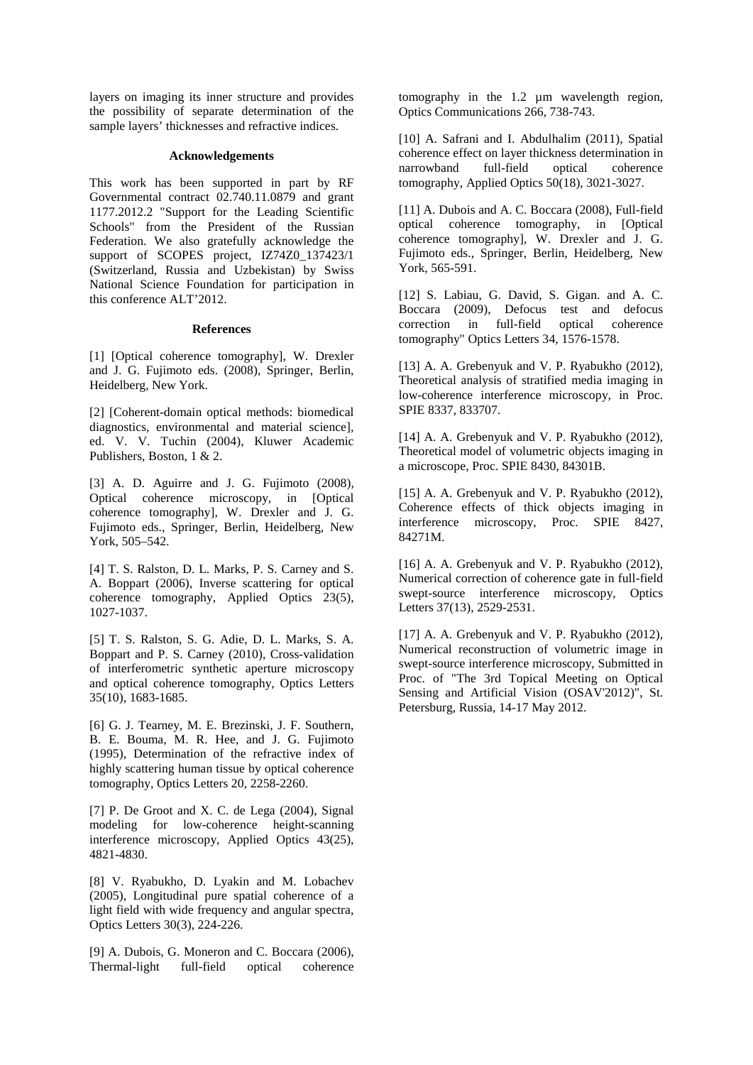layers on imaging its inner structure and provides the possibility of separate determination of the sample layers' thicknesses and refractive indices.

### Acknowledgements

This work has been supported in part by RF Governmental contract 02.740.11.0879 and grant 1177.2012.2 "Support for the Leading Scientific Schools" from the President of the Russian Federation. We also gratefully acknowledge the support of SCOPES project, IZ74Z0_137423/1 (Switzerland, Russia and Uzbekistan) by Swiss National Science Foundation for participation in this conference ALT'2012.

### References

[1] [Optical coherence tomography], W. Drexler and J. G. Fujimoto eds. (2008), Springer, Berlin, Heidelberg, New York.

[2] [Coherent-domain optical methods: biomedical diagnostics, environmental and material science], ed. V. V. Tuchin (2004), Kluwer Academic Publishers, Boston, 1 & 2.

[3] A. D. Aguirre and J. G. Fujimoto (2008), Optical coherence microscopy, in [Optical coherence tomography], W. Drexler and J. G. Fujimoto eds., Springer, Berlin, Heidelberg, New York, 505–542.

[4] T. S. Ralston, D. L. Marks, P. S. Carney and S. A. Boppart (2006), Inverse scattering for optical coherence tomography, Applied Optics 23(5), 1027-1037.

[5] T. S. Ralston, S. G. Adie, D. L. Marks, S. A. Boppart and P. S. Carney (2010), Cross-validation of interferometric synthetic aperture microscopy and optical coherence tomography, Optics Letters 35(10), 1683-1685.

[6] G. J. Tearney, M. E. Brezinski, J. F. Southern, B. E. Bouma, M. R. Hee, and J. G. Fujimoto (1995), Determination of the refractive index of highly scattering human tissue by optical coherence tomography, Optics Letters 20, 2258-2260.

[7] P. De Groot and X. C. de Lega (2004), Signal modeling for low-coherence height-scanning interference microscopy, Applied Optics 43(25), 4821-4830.

[8] V. Ryabukho, D. Lyakin and M. Lobachev (2005), Longitudinal pure spatial coherence of a light field with wide frequency and angular spectra, Optics Letters 30(3), 224-226.

[9] A. Dubois, G. Moneron and C. Boccara (2006), Thermal-light full-field optical coherence tomography in the 1.2 µm wavelength region, Optics Communications 266, 738-743.

[10] A. Safrani and I. Abdulhalim (2011), Spatial coherence effect on layer thickness determination in narrowband full-field optical coherence tomography, Applied Optics 50(18), 3021-3027.

[11] A. Dubois and A. C. Boccara (2008), Full-field optical coherence tomography, in [Optical coherence tomography], W. Drexler and J. G. Fujimoto eds., Springer, Berlin, Heidelberg, New York, 565-591.

[12] S. Labiau, G. David, S. Gigan. and A. C. Boccara (2009), Defocus test and defocus correction in full-field optical coherence tomography" Optics Letters 34, 1576-1578.

[13] A. A. Grebenyuk and V. P. Ryabukho (2012), Theoretical analysis of stratified media imaging in low-coherence interference microscopy, in Proc. SPIE 8337, 833707.

[14] A. A. Grebenyuk and V. P. Ryabukho (2012), Theoretical model of volumetric objects imaging in a microscope, Proc. SPIE 8430, 84301B.

[15] A. A. Grebenyuk and V. P. Ryabukho (2012), Coherence effects of thick objects imaging in interference microscopy, Proc. SPIE 8427, 84271M.

[16] A. A. Grebenyuk and V. P. Ryabukho (2012), Numerical correction of coherence gate in full-field swept-source interference microscopy, Optics Letters 37(13), 2529-2531.

[17] A. A. Grebenyuk and V. P. Ryabukho (2012), Numerical reconstruction of volumetric image in swept-source interference microscopy, Submitted in Proc. of "The 3rd Topical Meeting on Optical Sensing and Artificial Vision (OSAV'2012)", St. Petersburg, Russia, 14-17 May 2012.